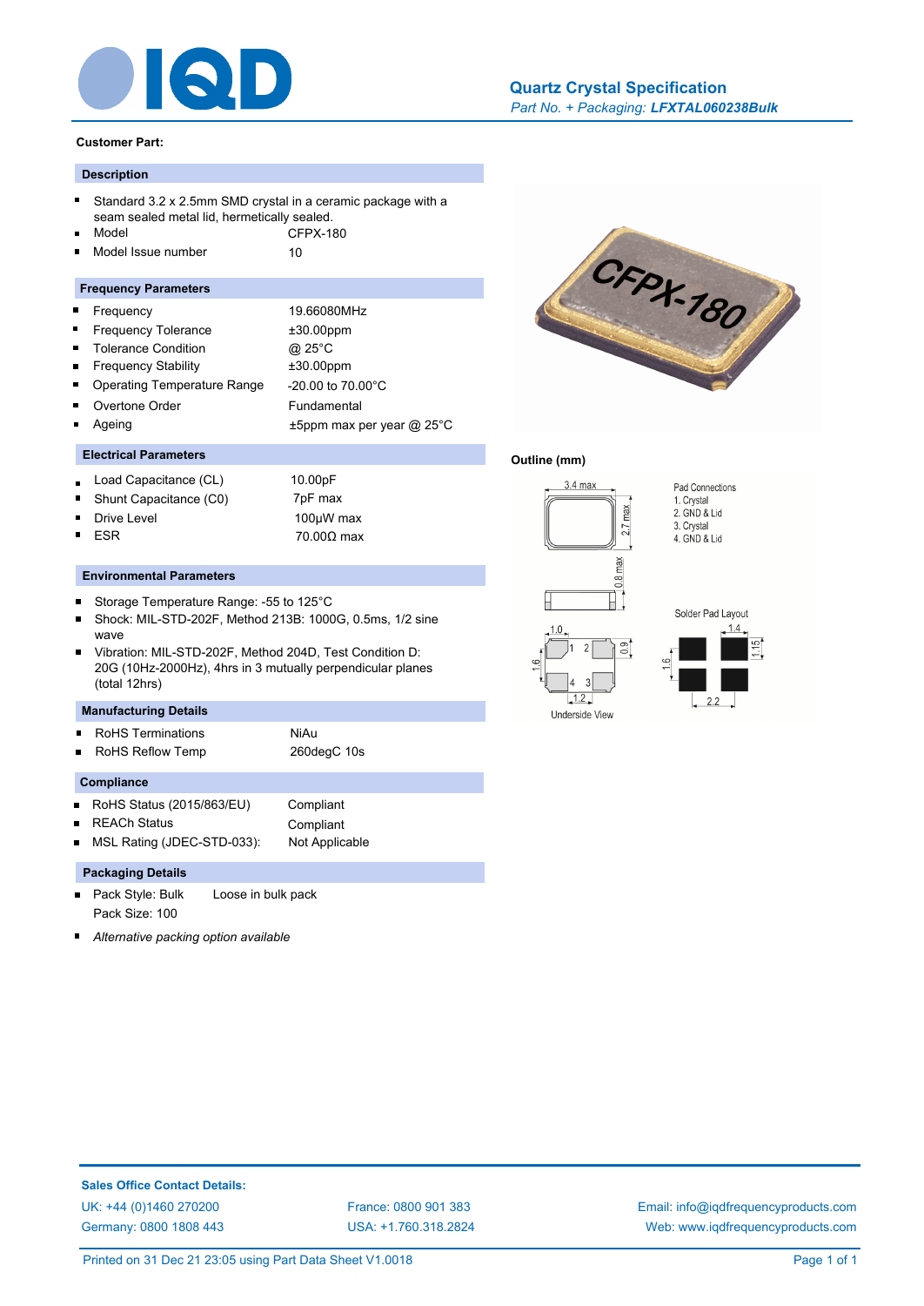# Quartz Crystal Specification

*Part No. + Packaging:* ***LFXTAL060238Bulk***

**Customer Part:**

## Description

- Standard 3.2 x 2.5mm SMD crystal in a ceramic package with a seam sealed metal lid, hermetically sealed.
- Model — CFPX-180
- Model Issue number — 10

## Frequency Parameters

| Parameter | Value |
|---|---|
| Frequency | 19.66080MHz |
| Frequency Tolerance | ±30.00ppm |
| Tolerance Condition | @ 25°C |
| Frequency Stability | ±30.00ppm |
| Operating Temperature Range | -20.00 to 70.00°C |
| Overtone Order | Fundamental |
| Ageing | ±5ppm max per year @ 25°C |

## Electrical Parameters

| Parameter | Value |
|---|---|
| Load Capacitance (CL) | 10.00pF |
| Shunt Capacitance (C0) | 7pF max |
| Drive Level | 100µW max |
| ESR | 70.00Ω max |

## Environmental Parameters

- Storage Temperature Range: -55 to 125°C
- Shock: MIL-STD-202F, Method 213B: 1000G, 0.5ms, 1/2 sine wave
- Vibration: MIL-STD-202F, Method 204D, Test Condition D: 20G (10Hz-2000Hz), 4hrs in 3 mutually perpendicular planes (total 12hrs)

## Manufacturing Details

| Parameter | Value |
|---|---|
| RoHS Terminations | NiAu |
| RoHS Reflow Temp | 260degC 10s |

## Compliance

| Parameter | Value |
|---|---|
| RoHS Status (2015/863/EU) | Compliant |
| REACh Status | Compliant |
| MSL Rating (JDEC-STD-033): | Not Applicable |

## Packaging Details

- Pack Style: Bulk — Loose in bulk pack
  Pack Size: 100
- *Alternative packing option available*

## Outline (mm)

3.4 max; 2.7 max; 0.8 max

Pad Connections
1. Crystal
2. GND & Lid
3. Crystal
4. GND & Lid

Underside View: 1.0; 0.9; 1.6; 1.2

Solder Pad Layout: 1.4; 1.15; 1.6; 2.2

**Sales Office Contact Details:**

UK: +44 (0)1460 270200
Germany: 0800 1808 443
France: 0800 901 383
USA: +1.760.318.2824
Email: info@iqdfrequencyproducts.com
Web: www.iqdfrequencyproducts.com

Printed on 31 Dec 21 23:05 using Part Data Sheet V1.0018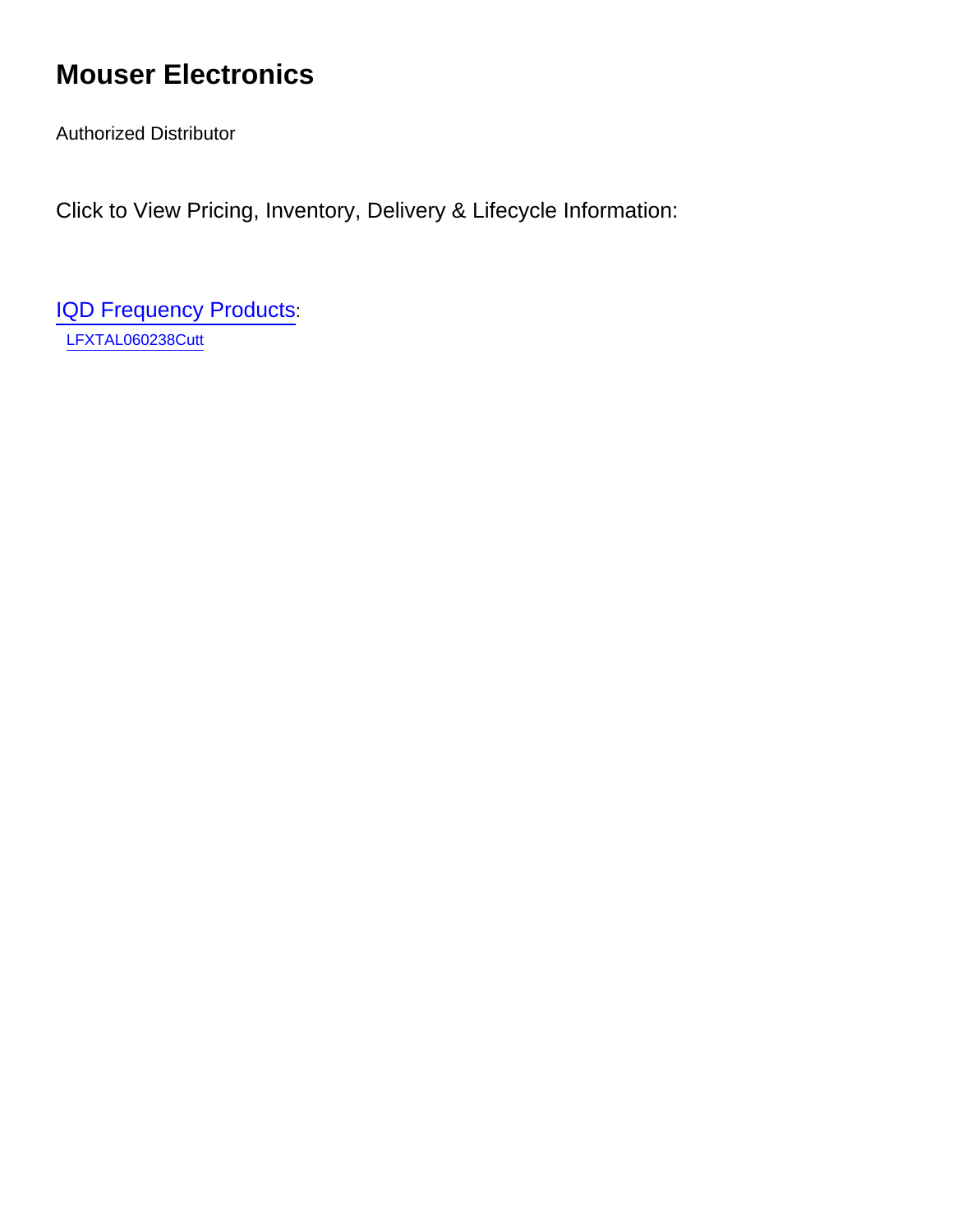# Mouser Electronics

Authorized Distributor

Click to View Pricing, Inventory, Delivery & Lifecycle Information:

IQD Frequency Products:

LFXTAL060238Cutt